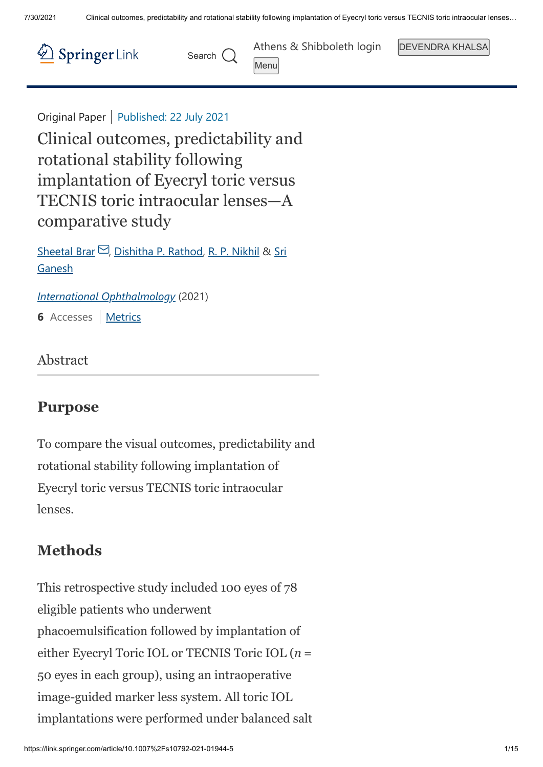Original Paper | Published: 22 July 2021

# Clinical outcomes, predictability and rotational stability following implantation of Eyecryl toric versus TECNIS toric intraocular lenses—A comparative study

Sheetal Brar, Dishitha P. Rathod, R. P. Nikhil & Sri Ganesh

*International Ophthalmology* (2021)

**6** Accesses | Metrics

## Abstract

### Purpose

To compare the visual outcomes, predictability and rotational stability following implantation of Eyecryl toric versus TECNIS toric intraocular lenses.

### Methods

This retrospective study included 100 eyes of 78 eligible patients who underwent phacoemulsification followed by implantation of either Eyecryl Toric IOL or TECNIS Toric IOL ($n$ = 50 eyes in each group), using an intraoperative image-guided marker less system. All toric IOL implantations were performed under balanced salt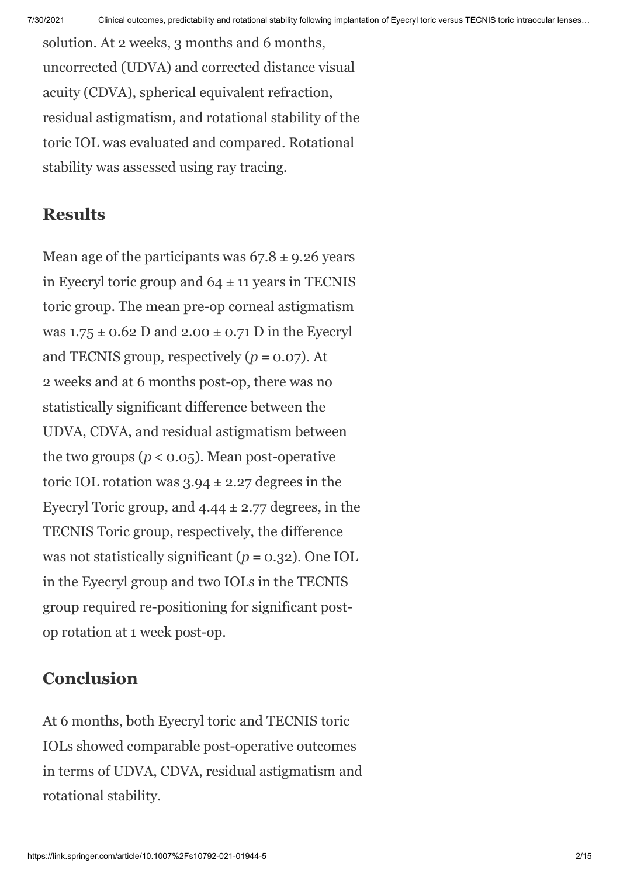solution. At 2 weeks, 3 months and 6 months, uncorrected (UDVA) and corrected distance visual acuity (CDVA), spherical equivalent refraction, residual astigmatism, and rotational stability of the toric IOL was evaluated and compared. Rotational stability was assessed using ray tracing.

## Results

Mean age of the participants was 67.8 ± 9.26 years in Eyecryl toric group and 64 ± 11 years in TECNIS toric group. The mean pre-op corneal astigmatism was 1.75 ± 0.62 D and 2.00 ± 0.71 D in the Eyecryl and TECNIS group, respectively ($p = 0.07$). At 2 weeks and at 6 months post-op, there was no statistically significant difference between the UDVA, CDVA, and residual astigmatism between the two groups ($p < 0.05$). Mean post-operative toric IOL rotation was 3.94 ± 2.27 degrees in the Eyecryl Toric group, and 4.44 ± 2.77 degrees, in the TECNIS Toric group, respectively, the difference was not statistically significant ($p = 0.32$). One IOL in the Eyecryl group and two IOLs in the TECNIS group required re-positioning for significant post-op rotation at 1 week post-op.

## Conclusion

At 6 months, both Eyecryl toric and TECNIS toric IOLs showed comparable post-operative outcomes in terms of UDVA, CDVA, residual astigmatism and rotational stability.